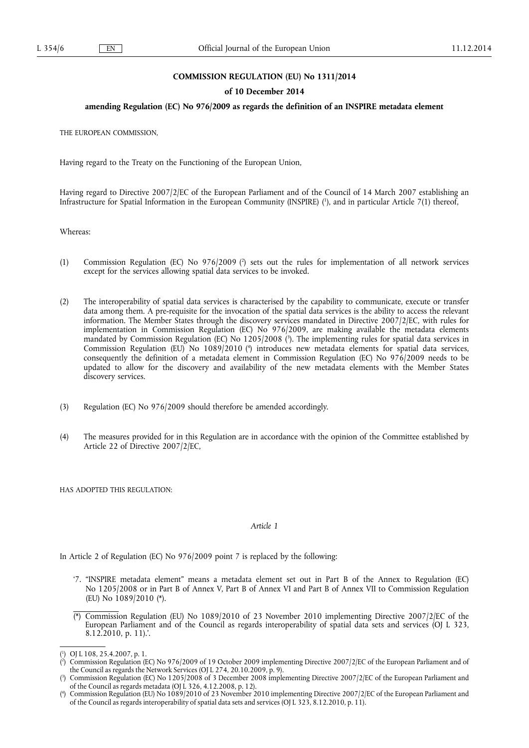# COMMISSION REGULATION (EU) No 1311/2014

## of 10 December 2014

## amending Regulation (EC) No 976/2009 as regards the definition of an INSPIRE metadata element

THE EUROPEAN COMMISSION,

Having regard to the Treaty on the Functioning of the European Union,

Having regard to Directive 2007/2/EC of the European Parliament and of the Council of 14 March 2007 establishing an Infrastructure for Spatial Information in the European Community (INSPIRE) [1], and in particular Article 7(1) thereof,

Whereas:

(1) Commission Regulation (EC) No 976/2009 [2] sets out the rules for implementation of all network services except for the services allowing spatial data services to be invoked.

(2) The interoperability of spatial data services is characterised by the capability to communicate, execute or transfer data among them. A pre-requisite for the invocation of the spatial data services is the ability to access the relevant information. The Member States through the discovery services mandated in Directive 2007/2/EC, with rules for implementation in Commission Regulation (EC) No 976/2009, are making available the metadata elements mandated by Commission Regulation (EC) No 1205/2008 [3]. The implementing rules for spatial data services in Commission Regulation (EU) No 1089/2010 [4] introduces new metadata elements for spatial data services, consequently the definition of a metadata element in Commission Regulation (EC) No 976/2009 needs to be updated to allow for the discovery and availability of the new metadata elements with the Member States discovery services.

(3) Regulation (EC) No 976/2009 should therefore be amended accordingly.

(4) The measures provided for in this Regulation are in accordance with the opinion of the Committee established by Article 22 of Directive 2007/2/EC,

HAS ADOPTED THIS REGULATION:

*Article 1*

In Article 2 of Regulation (EC) No 976/2009 point 7 is replaced by the following:

'7. "INSPIRE metadata element" means a metadata element set out in Part B of the Annex to Regulation (EC) No 1205/2008 or in Part B of Annex V, Part B of Annex VI and Part B of Annex VII to Commission Regulation (EU) No 1089/2010 (*).

(*) Commission Regulation (EU) No 1089/2010 of 23 November 2010 implementing Directive 2007/2/EC of the European Parliament and of the Council as regards interoperability of spatial data sets and services (OJ L 323, 8.12.2010, p. 11).'.

---

[1] OJ L 108, 25.4.2007, p. 1.

[2] Commission Regulation (EC) No 976/2009 of 19 October 2009 implementing Directive 2007/2/EC of the European Parliament and of the Council as regards the Network Services (OJ L 274, 20.10.2009, p. 9).

[3] Commission Regulation (EC) No 1205/2008 of 3 December 2008 implementing Directive 2007/2/EC of the European Parliament and of the Council as regards metadata (OJ L 326, 4.12.2008, p. 12).

[4] Commission Regulation (EU) No 1089/2010 of 23 November 2010 implementing Directive 2007/2/EC of the European Parliament and of the Council as regards interoperability of spatial data sets and services (OJ L 323, 8.12.2010, p. 11).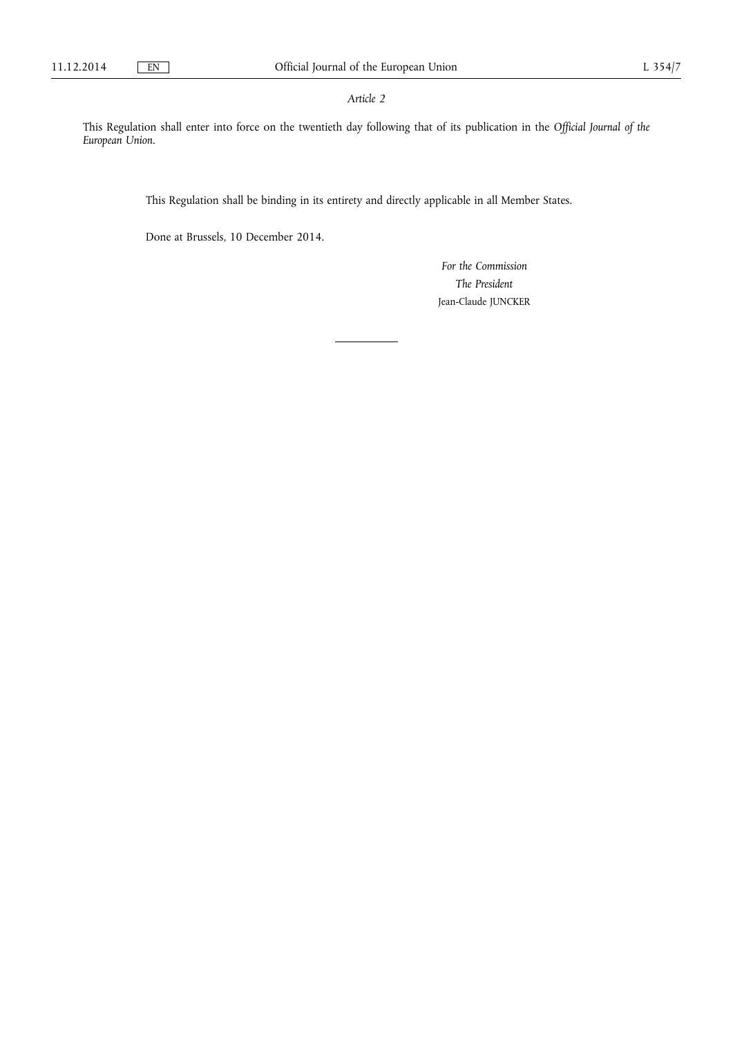*Article 2*

This Regulation shall enter into force on the twentieth day following that of its publication in the *Official Journal of the European Union*.

This Regulation shall be binding in its entirety and directly applicable in all Member States.

Done at Brussels, 10 December 2014.

*For the Commission*

*The President*

Jean-Claude JUNCKER